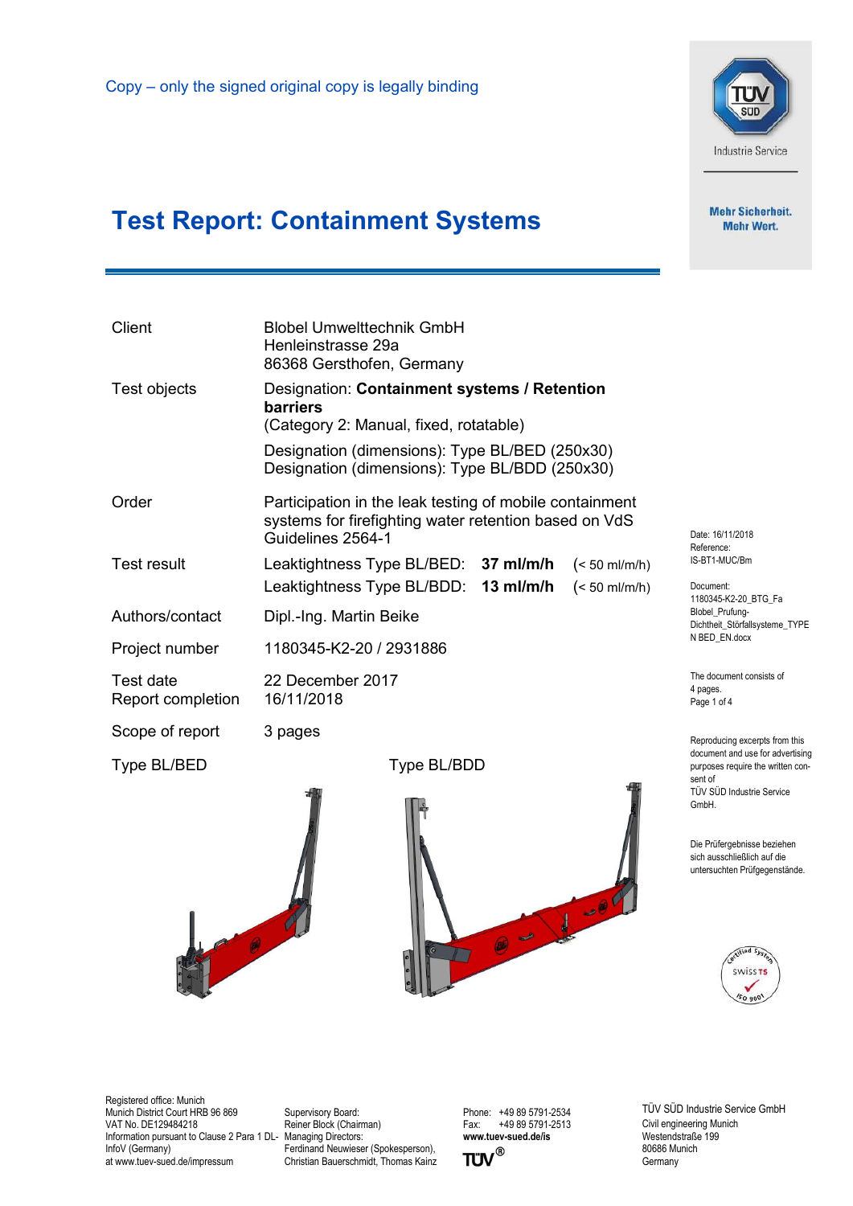Copy – only the signed original copy is legally binding

TÜV SÜD Industrie Service

Mehr Sicherheit. Mehr Wert.

# Test Report: Containment Systems

| | |
|---|---|
| Client | Blobel Umwelttechnik GmbH<br>Henleinstrasse 29a<br>86368 Gersthofen, Germany |
| Test objects | Designation: **Containment systems / Retention barriers**<br>(Category 2: Manual, fixed, rotatable)<br>Designation (dimensions): Type BL/BED (250x30)<br>Designation (dimensions): Type BL/BDD (250x30) |
| Order | Participation in the leak testing of mobile containment systems for firefighting water retention based on VdS Guidelines 2564-1 |
| Test result | Leaktightness Type BL/BED: **37 ml/m/h** (< 50 ml/m/h)<br>Leaktightness Type BL/BDD: **13 ml/m/h** (< 50 ml/m/h) |
| Authors/contact | Dipl.-Ing. Martin Beike |
| Project number | 1180345-K2-20 / 2931886 |
| Test date<br>Report completion | 22 December 2017<br>16/11/2018 |
| Scope of report | 3 pages |

Type BL/BED

Type BL/BDD

Date: 16/11/2018
Reference: IS-BT1-MUC/Bm

Document: 1180345-K2-20_BTG_Fa Blobel_Prufung-Dichtheit_Störfallsysteme_TYPE N BED_EN.docx

The document consists of 4 pages.

Reproducing excerpts from this document and use for advertising purposes require the written consent of TÜV SÜD Industrie Service GmbH.

Die Prüfergebnisse beziehen sich ausschließlich auf die untersuchten Prüfgegenstände.

Registered office: Munich
Munich District Court HRB 96 869
VAT No. DE129484218
Information pursuant to Clause 2 Para 1 DL-InfoV (Germany)
at www.tuev-sued.de/impressum

Supervisory Board:
Reiner Block (Chairman)
Managing Directors:
Ferdinand Neuwieser (Spokesperson),
Christian Bauerschmidt, Thomas Kainz

Phone: +49 89 5791-2534
Fax: +49 89 5791-2513
www.tuev-sued.de/is

TÜV SÜD Industrie Service GmbH
Civil engineering Munich
Westendstraße 199
80686 Munich
Germany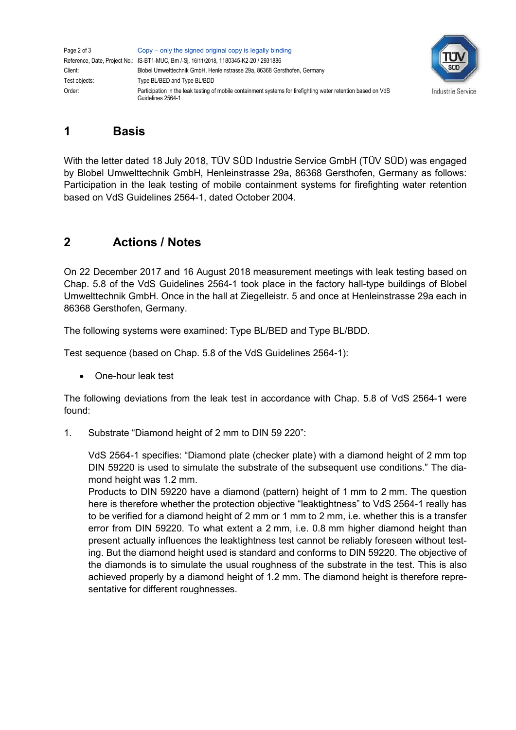# 1 Basis

With the letter dated 18 July 2018, TÜV SÜD Industrie Service GmbH (TÜV SÜD) was engaged by Blobel Umwelttechnik GmbH, Henleinstrasse 29a, 86368 Gersthofen, Germany as follows: Participation in the leak testing of mobile containment systems for firefighting water retention based on VdS Guidelines 2564-1, dated October 2004.

# 2 Actions / Notes

On 22 December 2017 and 16 August 2018 measurement meetings with leak testing based on Chap. 5.8 of the VdS Guidelines 2564-1 took place in the factory hall-type buildings of Blobel Umwelttechnik GmbH. Once in the hall at Ziegelleistr. 5 and once at Henleinstrasse 29a each in 86368 Gersthofen, Germany.

The following systems were examined: Type BL/BED and Type BL/BDD.

Test sequence (based on Chap. 5.8 of the VdS Guidelines 2564-1):

- One-hour leak test

The following deviations from the leak test in accordance with Chap. 5.8 of VdS 2564-1 were found:

1. Substrate "Diamond height of 2 mm to DIN 59 220":

   VdS 2564-1 specifies: "Diamond plate (checker plate) with a diamond height of 2 mm top DIN 59220 is used to simulate the substrate of the subsequent use conditions." The diamond height was 1.2 mm.
   Products to DIN 59220 have a diamond (pattern) height of 1 mm to 2 mm. The question here is therefore whether the protection objective "leaktightness" to VdS 2564-1 really has to be verified for a diamond height of 2 mm or 1 mm to 2 mm, i.e. whether this is a transfer error from DIN 59220. To what extent a 2 mm, i.e. 0.8 mm higher diamond height than present actually influences the leaktightness test cannot be reliably foreseen without testing. But the diamond height used is standard and conforms to DIN 59220. The objective of the diamonds is to simulate the usual roughness of the substrate in the test. This is also achieved properly by a diamond height of 1.2 mm. The diamond height is therefore representative for different roughnesses.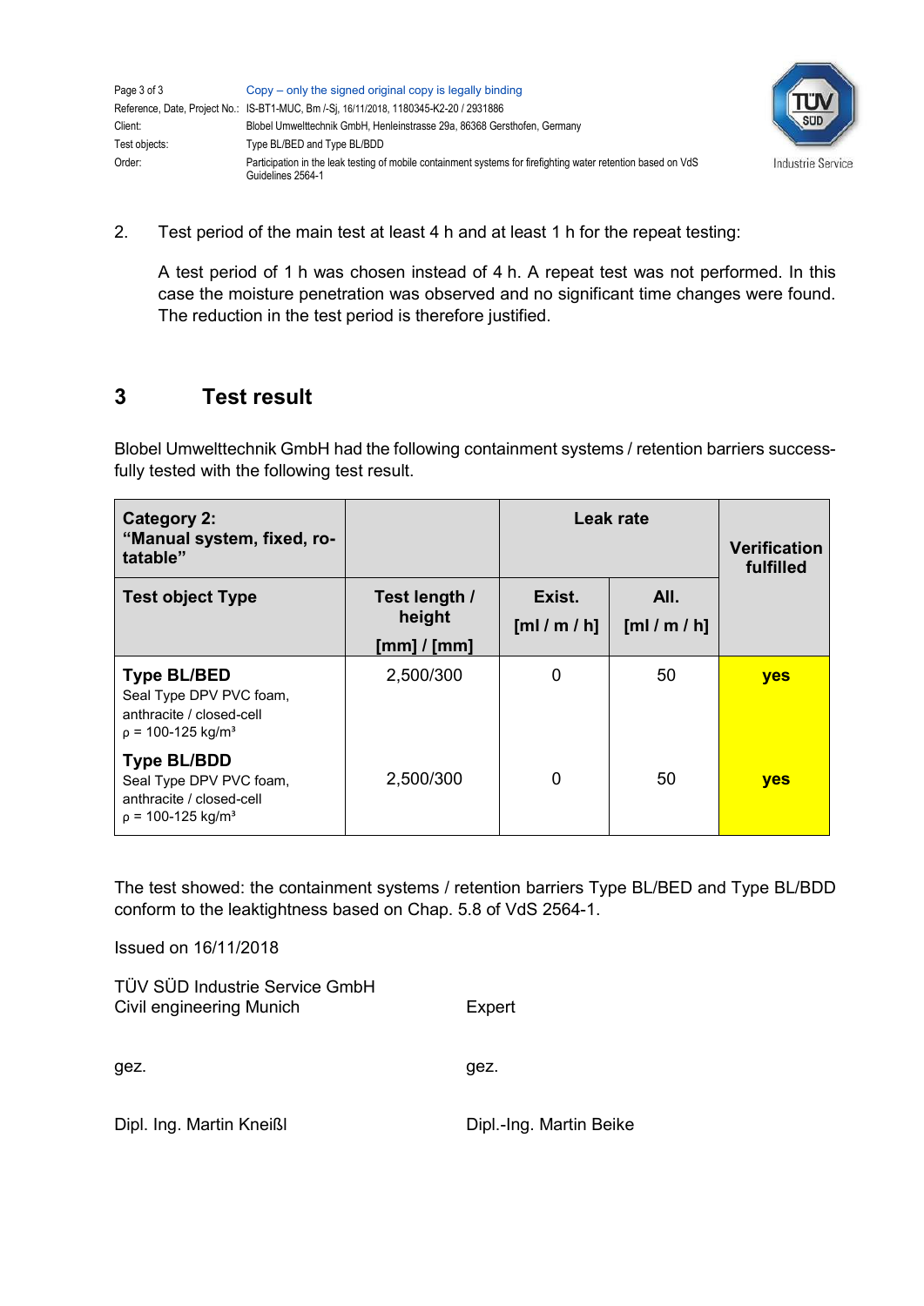2. Test period of the main test at least 4 h and at least 1 h for the repeat testing:

   A test period of 1 h was chosen instead of 4 h. A repeat test was not performed. In this case the moisture penetration was observed and no significant time changes were found. The reduction in the test period is therefore justified.

# 3 Test result

Blobel Umwelttechnik GmbH had the following containment systems / retention barriers successfully tested with the following test result.

| **Category 2: "Manual system, fixed, rotatable"** | | **Leak rate** | | **Verification fulfilled** |
|---|---|---|---|---|
| **Test object Type** | **Test length / height [mm] / [mm]** | **Exist. [ml / m / h]** | **All. [ml / m / h]** | |
| **Type BL/BED** Seal Type DPV PVC foam, anthracite / closed-cell ρ = 100-125 kg/m³ | 2,500/300 | 0 | 50 | **yes** |
| **Type BL/BDD** Seal Type DPV PVC foam, anthracite / closed-cell ρ = 100-125 kg/m³ | 2,500/300 | 0 | 50 | **yes** |

The test showed: the containment systems / retention barriers Type BL/BED and Type BL/BDD conform to the leaktightness based on Chap. 5.8 of VdS 2564-1.

Issued on 16/11/2018

TÜV SÜD Industrie Service GmbH
Civil engineering Munich

Expert

gez.

gez.

Dipl. Ing. Martin Kneißl

Dipl.-Ing. Martin Beike